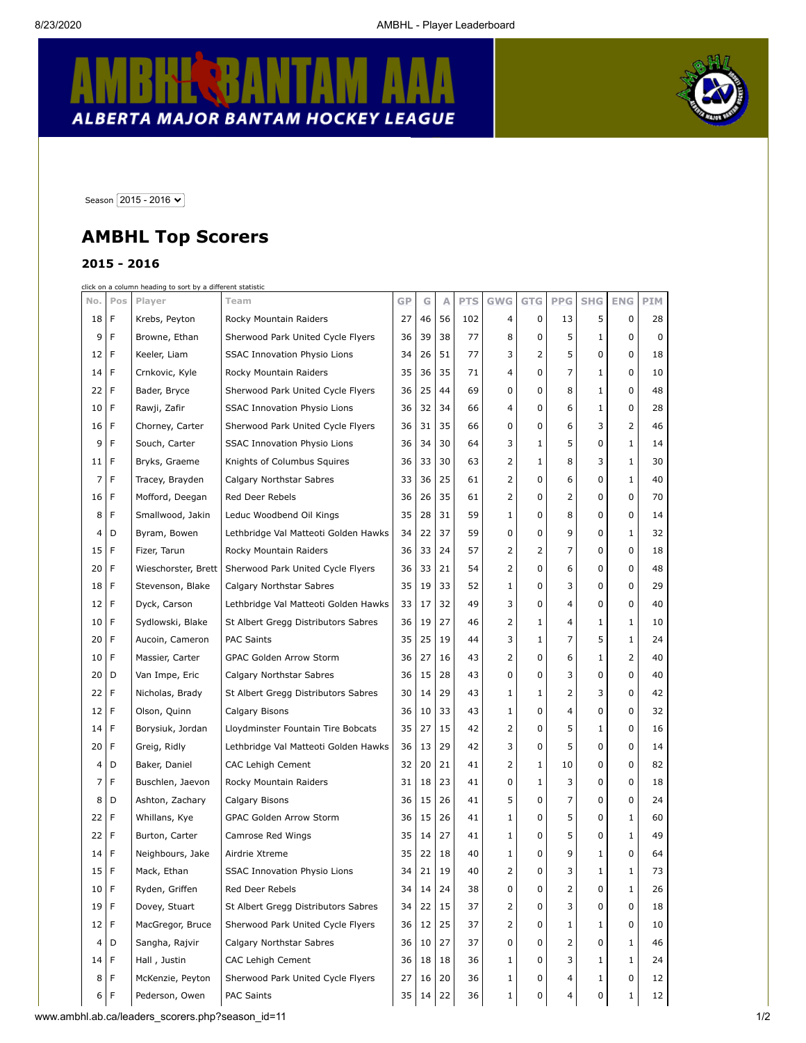Season 2015 - 2016

## AMBHL Top Scorers

### 2015 - 2016

click on a column heading to sort by a different statistic

| No. | Pos | Player | Team | GP | G | A | PTS | GWG | GTG | PPG | SHG | ENG | PIM |
|---|---|---|---|---|---|---|---|---|---|---|---|---|---|
| 18 | F | Krebs, Peyton | Rocky Mountain Raiders | 27 | 46 | 56 | 102 | 4 | 0 | 13 | 5 | 0 | 28 |
| 9 | F | Browne, Ethan | Sherwood Park United Cycle Flyers | 36 | 39 | 38 | 77 | 8 | 0 | 5 | 1 | 0 | 0 |
| 12 | F | Keeler, Liam | SSAC Innovation Physio Lions | 34 | 26 | 51 | 77 | 3 | 2 | 5 | 0 | 0 | 18 |
| 14 | F | Crnkovic, Kyle | Rocky Mountain Raiders | 35 | 36 | 35 | 71 | 4 | 0 | 7 | 1 | 0 | 10 |
| 22 | F | Bader, Bryce | Sherwood Park United Cycle Flyers | 36 | 25 | 44 | 69 | 0 | 0 | 8 | 1 | 0 | 48 |
| 10 | F | Rawji, Zafir | SSAC Innovation Physio Lions | 36 | 32 | 34 | 66 | 4 | 0 | 6 | 1 | 0 | 28 |
| 16 | F | Chorney, Carter | Sherwood Park United Cycle Flyers | 36 | 31 | 35 | 66 | 0 | 0 | 6 | 3 | 2 | 46 |
| 9 | F | Souch, Carter | SSAC Innovation Physio Lions | 36 | 34 | 30 | 64 | 3 | 1 | 5 | 0 | 1 | 14 |
| 11 | F | Bryks, Graeme | Knights of Columbus Squires | 36 | 33 | 30 | 63 | 2 | 1 | 8 | 3 | 1 | 30 |
| 7 | F | Tracey, Brayden | Calgary Northstar Sabres | 33 | 36 | 25 | 61 | 2 | 0 | 6 | 0 | 1 | 40 |
| 16 | F | Mofford, Deegan | Red Deer Rebels | 36 | 26 | 35 | 61 | 2 | 0 | 2 | 0 | 0 | 70 |
| 8 | F | Smallwood, Jakin | Leduc Woodbend Oil Kings | 35 | 28 | 31 | 59 | 1 | 0 | 8 | 0 | 0 | 14 |
| 4 | D | Byram, Bowen | Lethbridge Val Matteoti Golden Hawks | 34 | 22 | 37 | 59 | 0 | 0 | 9 | 0 | 1 | 32 |
| 15 | F | Fizer, Tarun | Rocky Mountain Raiders | 36 | 33 | 24 | 57 | 2 | 2 | 7 | 0 | 0 | 18 |
| 20 | F | Wieschorster, Brett | Sherwood Park United Cycle Flyers | 36 | 33 | 21 | 54 | 2 | 0 | 6 | 0 | 0 | 48 |
| 18 | F | Stevenson, Blake | Calgary Northstar Sabres | 35 | 19 | 33 | 52 | 1 | 0 | 3 | 0 | 0 | 29 |
| 12 | F | Dyck, Carson | Lethbridge Val Matteoti Golden Hawks | 33 | 17 | 32 | 49 | 3 | 0 | 4 | 0 | 0 | 40 |
| 10 | F | Sydlowski, Blake | St Albert Gregg Distributors Sabres | 36 | 19 | 27 | 46 | 2 | 1 | 4 | 1 | 1 | 10 |
| 20 | F | Aucoin, Cameron | PAC Saints | 35 | 25 | 19 | 44 | 3 | 1 | 7 | 5 | 1 | 24 |
| 10 | F | Massier, Carter | GPAC Golden Arrow Storm | 36 | 27 | 16 | 43 | 2 | 0 | 6 | 1 | 2 | 40 |
| 20 | D | Van Impe, Eric | Calgary Northstar Sabres | 36 | 15 | 28 | 43 | 0 | 0 | 3 | 0 | 0 | 40 |
| 22 | F | Nicholas, Brady | St Albert Gregg Distributors Sabres | 30 | 14 | 29 | 43 | 1 | 1 | 2 | 3 | 0 | 42 |
| 12 | F | Olson, Quinn | Calgary Bisons | 36 | 10 | 33 | 43 | 1 | 0 | 4 | 0 | 0 | 32 |
| 14 | F | Borysiuk, Jordan | Lloydminster Fountain Tire Bobcats | 35 | 27 | 15 | 42 | 2 | 0 | 5 | 1 | 0 | 16 |
| 20 | F | Greig, Ridly | Lethbridge Val Matteoti Golden Hawks | 36 | 13 | 29 | 42 | 3 | 0 | 5 | 0 | 0 | 14 |
| 4 | D | Baker, Daniel | CAC Lehigh Cement | 32 | 20 | 21 | 41 | 2 | 1 | 10 | 0 | 0 | 82 |
| 7 | F | Buschlen, Jaevon | Rocky Mountain Raiders | 31 | 18 | 23 | 41 | 0 | 1 | 3 | 0 | 0 | 18 |
| 8 | D | Ashton, Zachary | Calgary Bisons | 36 | 15 | 26 | 41 | 5 | 0 | 7 | 0 | 0 | 24 |
| 22 | F | Whillans, Kye | GPAC Golden Arrow Storm | 36 | 15 | 26 | 41 | 1 | 0 | 5 | 0 | 1 | 60 |
| 22 | F | Burton, Carter | Camrose Red Wings | 35 | 14 | 27 | 41 | 1 | 0 | 5 | 0 | 1 | 49 |
| 14 | F | Neighbours, Jake | Airdrie Xtreme | 35 | 22 | 18 | 40 | 1 | 0 | 9 | 1 | 0 | 64 |
| 15 | F | Mack, Ethan | SSAC Innovation Physio Lions | 34 | 21 | 19 | 40 | 2 | 0 | 3 | 1 | 1 | 73 |
| 10 | F | Ryden, Griffen | Red Deer Rebels | 34 | 14 | 24 | 38 | 0 | 0 | 2 | 0 | 1 | 26 |
| 19 | F | Dovey, Stuart | St Albert Gregg Distributors Sabres | 34 | 22 | 15 | 37 | 2 | 0 | 3 | 0 | 0 | 18 |
| 12 | F | MacGregor, Bruce | Sherwood Park United Cycle Flyers | 36 | 12 | 25 | 37 | 2 | 0 | 1 | 1 | 0 | 10 |
| 4 | D | Sangha, Rajvir | Calgary Northstar Sabres | 36 | 10 | 27 | 37 | 0 | 0 | 2 | 0 | 1 | 46 |
| 14 | F | Hall , Justin | CAC Lehigh Cement | 36 | 18 | 18 | 36 | 1 | 0 | 3 | 1 | 1 | 24 |
| 8 | F | McKenzie, Peyton | Sherwood Park United Cycle Flyers | 27 | 16 | 20 | 36 | 1 | 0 | 4 | 1 | 0 | 12 |
| 6 | F | Pederson, Owen | PAC Saints | 35 | 14 | 22 | 36 | 1 | 0 | 4 | 0 | 1 | 12 |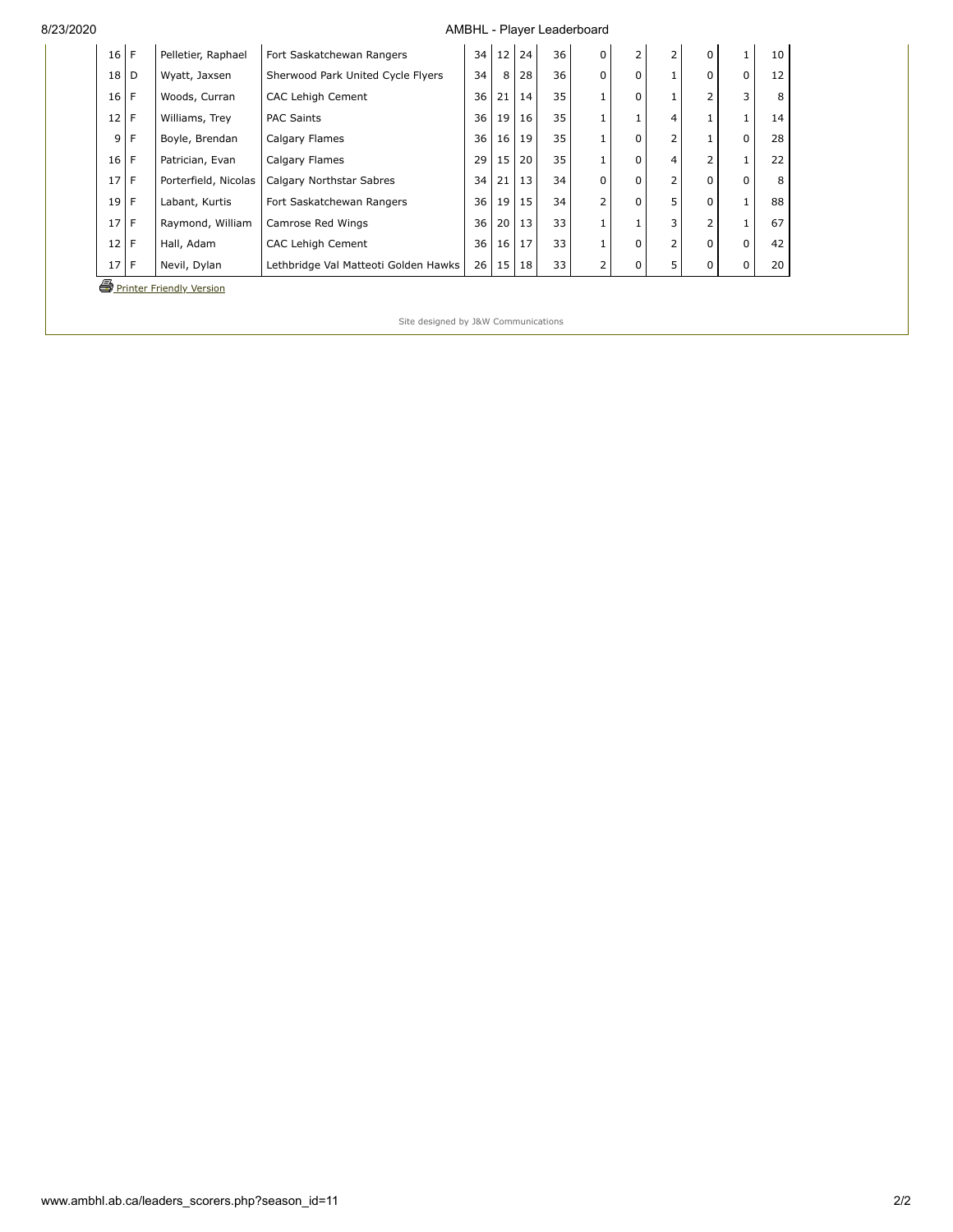| | | | | | | | | | | | | | |
|---|---|---|---|---|---|---|---|---|---|---|---|---|---|
| 16 | F | Pelletier, Raphael | Fort Saskatchewan Rangers | 34 | 12 | 24 | 36 | 0 | 2 | 2 | 0 | 1 | 10 |
| 18 | D | Wyatt, Jaxsen | Sherwood Park United Cycle Flyers | 34 | 8 | 28 | 36 | 0 | 0 | 1 | 0 | 0 | 12 |
| 16 | F | Woods, Curran | CAC Lehigh Cement | 36 | 21 | 14 | 35 | 1 | 0 | 1 | 2 | 3 | 8 |
| 12 | F | Williams, Trey | PAC Saints | 36 | 19 | 16 | 35 | 1 | 1 | 4 | 1 | 1 | 14 |
| 9 | F | Boyle, Brendan | Calgary Flames | 36 | 16 | 19 | 35 | 1 | 0 | 2 | 1 | 0 | 28 |
| 16 | F | Patrician, Evan | Calgary Flames | 29 | 15 | 20 | 35 | 1 | 0 | 4 | 2 | 1 | 22 |
| 17 | F | Porterfield, Nicolas | Calgary Northstar Sabres | 34 | 21 | 13 | 34 | 0 | 0 | 2 | 0 | 0 | 8 |
| 19 | F | Labant, Kurtis | Fort Saskatchewan Rangers | 36 | 19 | 15 | 34 | 2 | 0 | 5 | 0 | 1 | 88 |
| 17 | F | Raymond, William | Camrose Red Wings | 36 | 20 | 13 | 33 | 1 | 1 | 3 | 2 | 1 | 67 |
| 12 | F | Hall, Adam | CAC Lehigh Cement | 36 | 16 | 17 | 33 | 1 | 0 | 2 | 0 | 0 | 42 |
| 17 | F | Nevil, Dylan | Lethbridge Val Matteoti Golden Hawks | 26 | 15 | 18 | 33 | 2 | 0 | 5 | 0 | 0 | 20 |

Printer Friendly Version

Site designed by J&W Communications